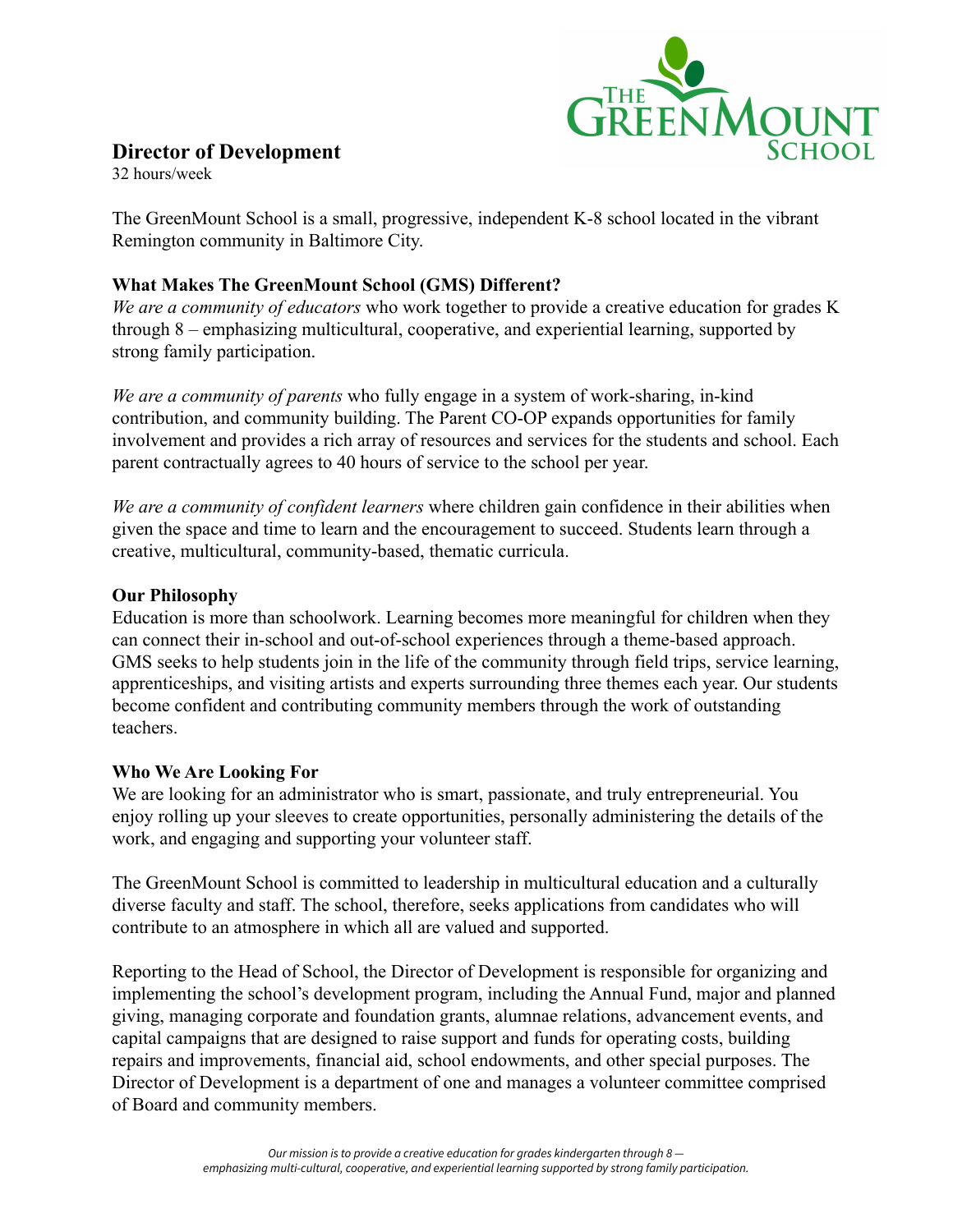# Director of Development

32 hours/week

The GreenMount School is a small, progressive, independent K-8 school located in the vibrant Remington community in Baltimore City.

### What Makes The GreenMount School (GMS) Different?

*We are a community of educators* who work together to provide a creative education for grades K through 8 – emphasizing multicultural, cooperative, and experiential learning, supported by strong family participation.

*We are a community of parents* who fully engage in a system of work-sharing, in-kind contribution, and community building. The Parent CO-OP expands opportunities for family involvement and provides a rich array of resources and services for the students and school. Each parent contractually agrees to 40 hours of service to the school per year.

*We are a community of confident learners* where children gain confidence in their abilities when given the space and time to learn and the encouragement to succeed. Students learn through a creative, multicultural, community-based, thematic curricula.

### Our Philosophy

Education is more than schoolwork. Learning becomes more meaningful for children when they can connect their in-school and out-of-school experiences through a theme-based approach. GMS seeks to help students join in the life of the community through field trips, service learning, apprenticeships, and visiting artists and experts surrounding three themes each year. Our students become confident and contributing community members through the work of outstanding teachers.

### Who We Are Looking For

We are looking for an administrator who is smart, passionate, and truly entrepreneurial. You enjoy rolling up your sleeves to create opportunities, personally administering the details of the work, and engaging and supporting your volunteer staff.

The GreenMount School is committed to leadership in multicultural education and a culturally diverse faculty and staff. The school, therefore, seeks applications from candidates who will contribute to an atmosphere in which all are valued and supported.

Reporting to the Head of School, the Director of Development is responsible for organizing and implementing the school's development program, including the Annual Fund, major and planned giving, managing corporate and foundation grants, alumnae relations, advancement events, and capital campaigns that are designed to raise support and funds for operating costs, building repairs and improvements, financial aid, school endowments, and other special purposes. The Director of Development is a department of one and manages a volunteer committee comprised of Board and community members.

*Our mission is to provide a creative education for grades kindergarten through 8 — emphasizing multi-cultural, cooperative, and experiential learning supported by strong family participation.*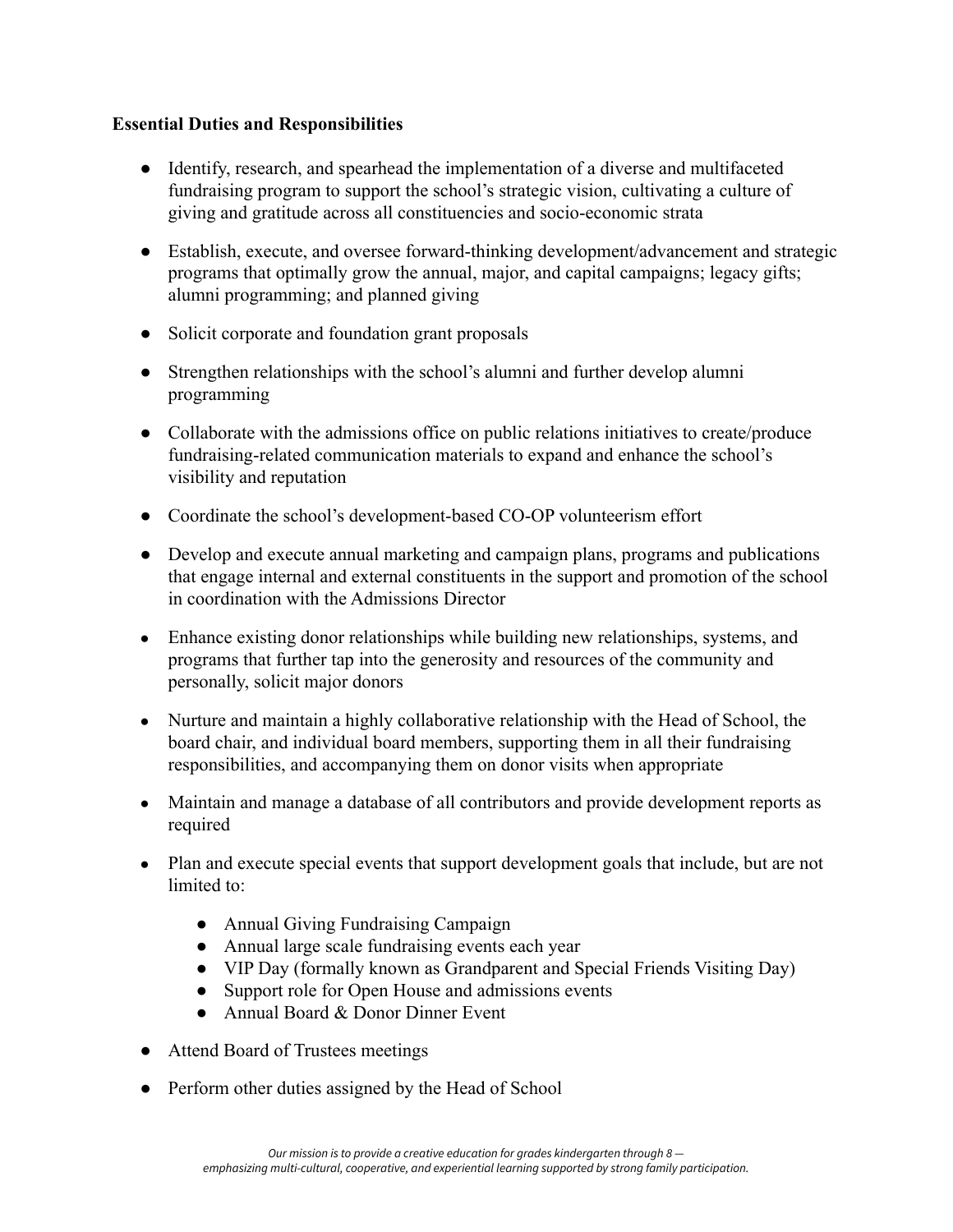**Essential Duties and Responsibilities**

- Identify, research, and spearhead the implementation of a diverse and multifaceted fundraising program to support the school's strategic vision, cultivating a culture of giving and gratitude across all constituencies and socio-economic strata
- Establish, execute, and oversee forward-thinking development/advancement and strategic programs that optimally grow the annual, major, and capital campaigns; legacy gifts; alumni programming; and planned giving
- Solicit corporate and foundation grant proposals
- Strengthen relationships with the school's alumni and further develop alumni programming
- Collaborate with the admissions office on public relations initiatives to create/produce fundraising-related communication materials to expand and enhance the school's visibility and reputation
- Coordinate the school's development-based CO-OP volunteerism effort
- Develop and execute annual marketing and campaign plans, programs and publications that engage internal and external constituents in the support and promotion of the school in coordination with the Admissions Director
- Enhance existing donor relationships while building new relationships, systems, and programs that further tap into the generosity and resources of the community and personally, solicit major donors
- Nurture and maintain a highly collaborative relationship with the Head of School, the board chair, and individual board members, supporting them in all their fundraising responsibilities, and accompanying them on donor visits when appropriate
- Maintain and manage a database of all contributors and provide development reports as required
- Plan and execute special events that support development goals that include, but are not limited to:
  - Annual Giving Fundraising Campaign
  - Annual large scale fundraising events each year
  - VIP Day (formally known as Grandparent and Special Friends Visiting Day)
  - Support role for Open House and admissions events
  - Annual Board & Donor Dinner Event
- Attend Board of Trustees meetings
- Perform other duties assigned by the Head of School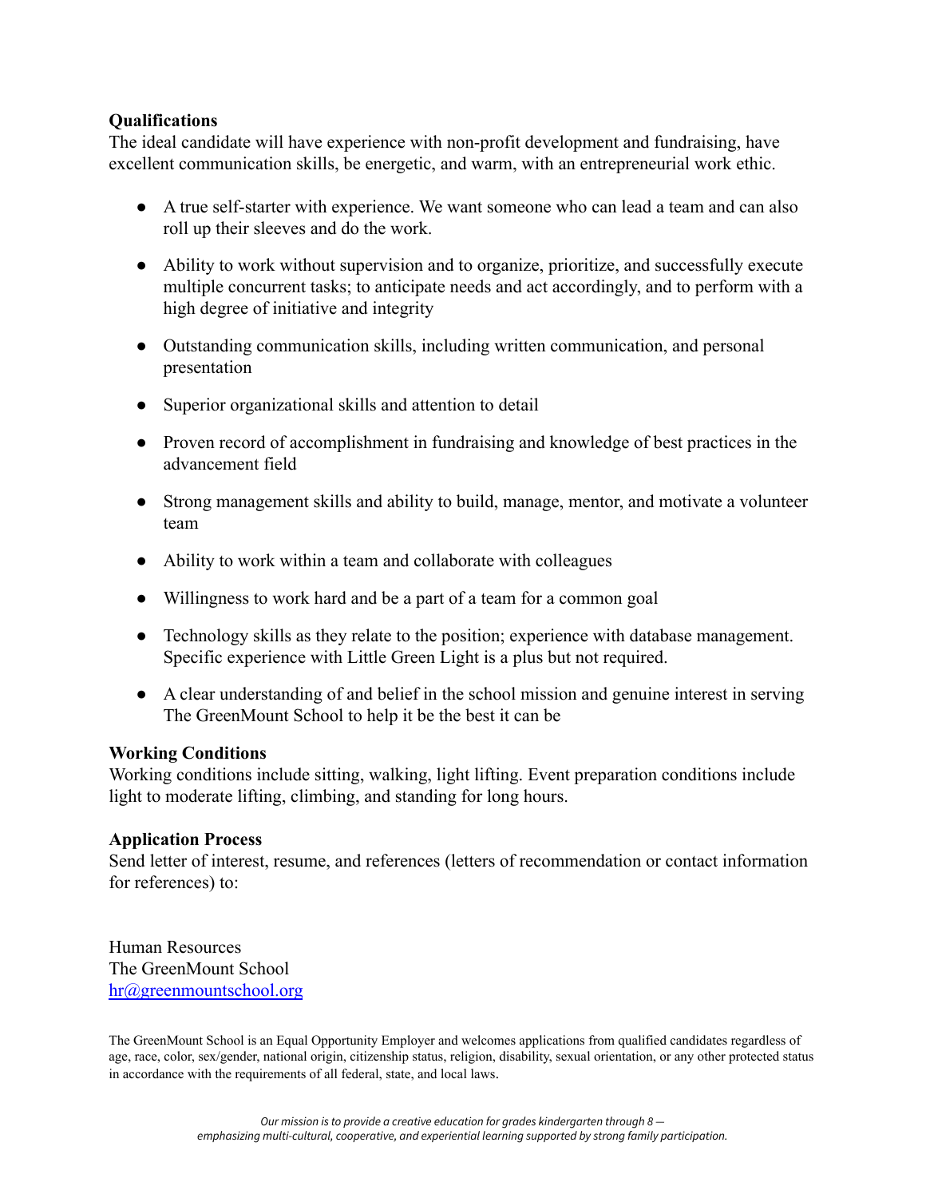**Qualifications**

The ideal candidate will have experience with non-profit development and fundraising, have excellent communication skills, be energetic, and warm, with an entrepreneurial work ethic.

- A true self-starter with experience. We want someone who can lead a team and can also roll up their sleeves and do the work.
- Ability to work without supervision and to organize, prioritize, and successfully execute multiple concurrent tasks; to anticipate needs and act accordingly, and to perform with a high degree of initiative and integrity
- Outstanding communication skills, including written communication, and personal presentation
- Superior organizational skills and attention to detail
- Proven record of accomplishment in fundraising and knowledge of best practices in the advancement field
- Strong management skills and ability to build, manage, mentor, and motivate a volunteer team
- Ability to work within a team and collaborate with colleagues
- Willingness to work hard and be a part of a team for a common goal
- Technology skills as they relate to the position; experience with database management. Specific experience with Little Green Light is a plus but not required.
- A clear understanding of and belief in the school mission and genuine interest in serving The GreenMount School to help it be the best it can be

**Working Conditions**

Working conditions include sitting, walking, light lifting. Event preparation conditions include light to moderate lifting, climbing, and standing for long hours.

**Application Process**

Send letter of interest, resume, and references (letters of recommendation or contact information for references) to:

Human Resources
The GreenMount School
hr@greenmountschool.org

The GreenMount School is an Equal Opportunity Employer and welcomes applications from qualified candidates regardless of age, race, color, sex/gender, national origin, citizenship status, religion, disability, sexual orientation, or any other protected status in accordance with the requirements of all federal, state, and local laws.

*Our mission is to provide a creative education for grades kindergarten through 8 — emphasizing multi-cultural, cooperative, and experiential learning supported by strong family participation.*